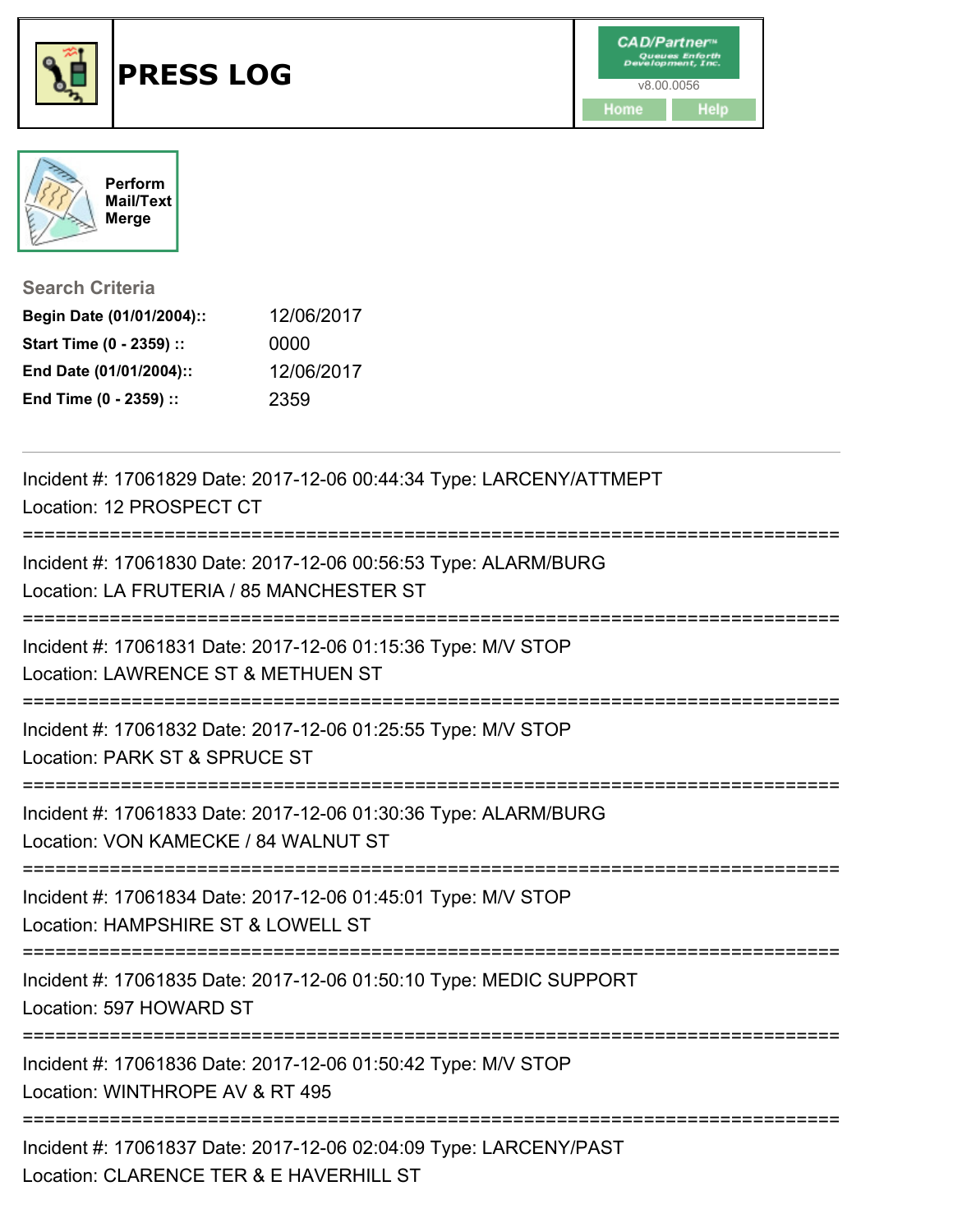# PRESS LOG

CAD/Partner™
Queues Enforth Development, Inc.
v8.00.0056

Home Help

Perform Mail/Text Merge

## Search Criteria

| | |
|---|---|
| **Begin Date (01/01/2004)::** | 12/06/2017 |
| **Start Time (0 - 2359) ::** | 0000 |
| **End Date (01/01/2004)::** | 12/06/2017 |
| **End Time (0 - 2359) ::** | 2359 |

---

Incident #: 17061829 Date: 2017-12-06 00:44:34 Type: LARCENY/ATTMEPT
Location: 12 PROSPECT CT

===========================================================================

Incident #: 17061830 Date: 2017-12-06 00:56:53 Type: ALARM/BURG
Location: LA FRUTERIA / 85 MANCHESTER ST

===========================================================================

Incident #: 17061831 Date: 2017-12-06 01:15:36 Type: M/V STOP
Location: LAWRENCE ST & METHUEN ST

===========================================================================

Incident #: 17061832 Date: 2017-12-06 01:25:55 Type: M/V STOP
Location: PARK ST & SPRUCE ST

===========================================================================

Incident #: 17061833 Date: 2017-12-06 01:30:36 Type: ALARM/BURG
Location: VON KAMECKE / 84 WALNUT ST

===========================================================================

Incident #: 17061834 Date: 2017-12-06 01:45:01 Type: M/V STOP
Location: HAMPSHIRE ST & LOWELL ST

===========================================================================

Incident #: 17061835 Date: 2017-12-06 01:50:10 Type: MEDIC SUPPORT
Location: 597 HOWARD ST

===========================================================================

Incident #: 17061836 Date: 2017-12-06 01:50:42 Type: M/V STOP
Location: WINTHROPE AV & RT 495

===========================================================================

Incident #: 17061837 Date: 2017-12-06 02:04:09 Type: LARCENY/PAST
Location: CLARENCE TER & E HAVERHILL ST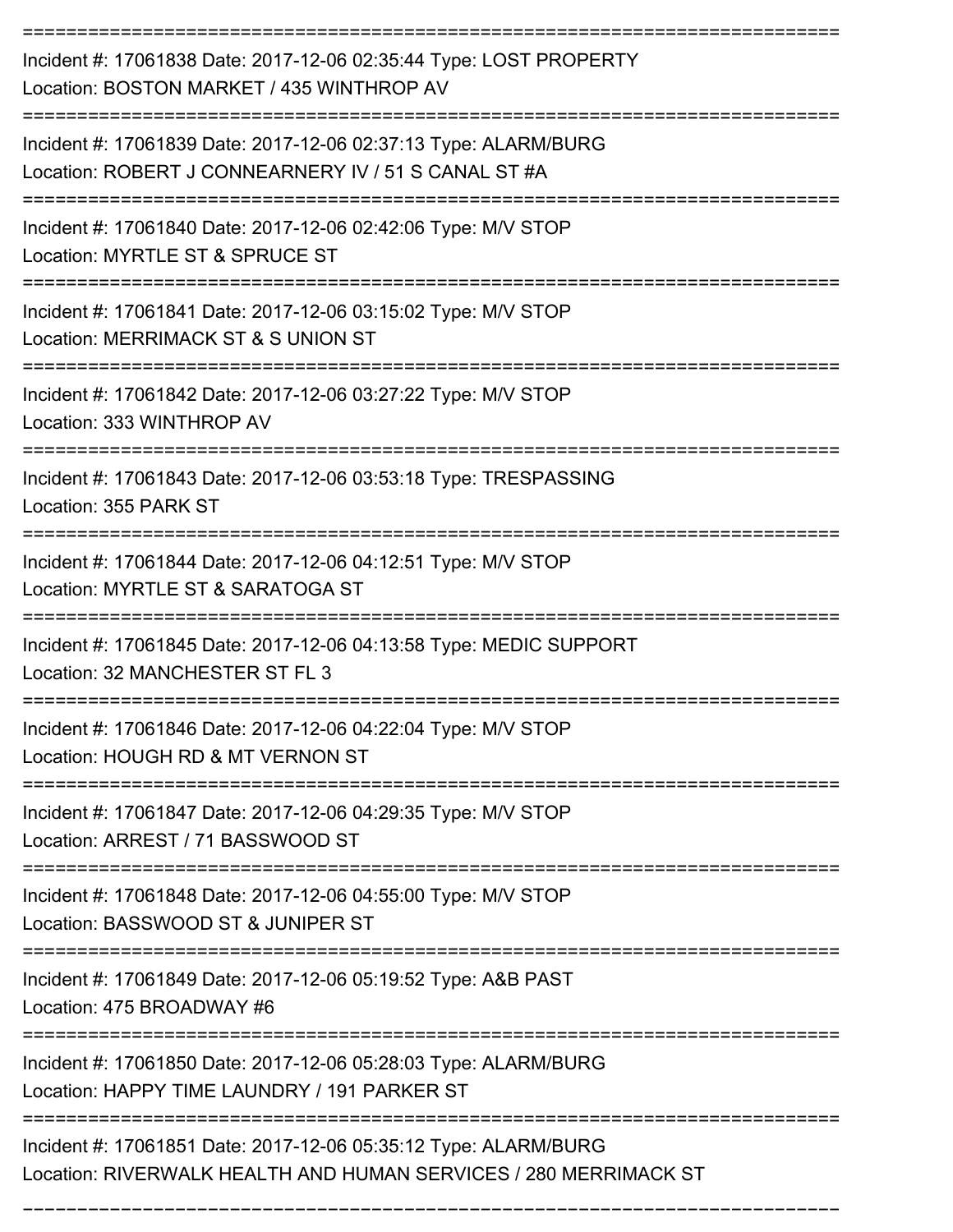===========================================================================

Incident #: 17061838 Date: 2017-12-06 02:35:44 Type: LOST PROPERTY

Location: BOSTON MARKET / 435 WINTHROP AV

===========================================================================

Incident #: 17061839 Date: 2017-12-06 02:37:13 Type: ALARM/BURG

Location: ROBERT J CONNEARNERY IV / 51 S CANAL ST #A

===========================================================================

Incident #: 17061840 Date: 2017-12-06 02:42:06 Type: M/V STOP

Location: MYRTLE ST & SPRUCE ST

===========================================================================

Incident #: 17061841 Date: 2017-12-06 03:15:02 Type: M/V STOP

Location: MERRIMACK ST & S UNION ST

===========================================================================

Incident #: 17061842 Date: 2017-12-06 03:27:22 Type: M/V STOP

Location: 333 WINTHROP AV

===========================================================================

Incident #: 17061843 Date: 2017-12-06 03:53:18 Type: TRESPASSING

Location: 355 PARK ST

===========================================================================

Incident #: 17061844 Date: 2017-12-06 04:12:51 Type: M/V STOP

Location: MYRTLE ST & SARATOGA ST

===========================================================================

Incident #: 17061845 Date: 2017-12-06 04:13:58 Type: MEDIC SUPPORT

Location: 32 MANCHESTER ST FL 3

===========================================================================

Incident #: 17061846 Date: 2017-12-06 04:22:04 Type: M/V STOP

Location: HOUGH RD & MT VERNON ST

===========================================================================

Incident #: 17061847 Date: 2017-12-06 04:29:35 Type: M/V STOP

Location: ARREST / 71 BASSWOOD ST

===========================================================================

Incident #: 17061848 Date: 2017-12-06 04:55:00 Type: M/V STOP

Location: BASSWOOD ST & JUNIPER ST

===========================================================================

Incident #: 17061849 Date: 2017-12-06 05:19:52 Type: A&B PAST

Location: 475 BROADWAY #6

===========================================================================

Incident #: 17061850 Date: 2017-12-06 05:28:03 Type: ALARM/BURG

Location: HAPPY TIME LAUNDRY / 191 PARKER ST

===========================================================================

Incident #: 17061851 Date: 2017-12-06 05:35:12 Type: ALARM/BURG

Location: RIVERWALK HEALTH AND HUMAN SERVICES / 280 MERRIMACK ST

===========================================================================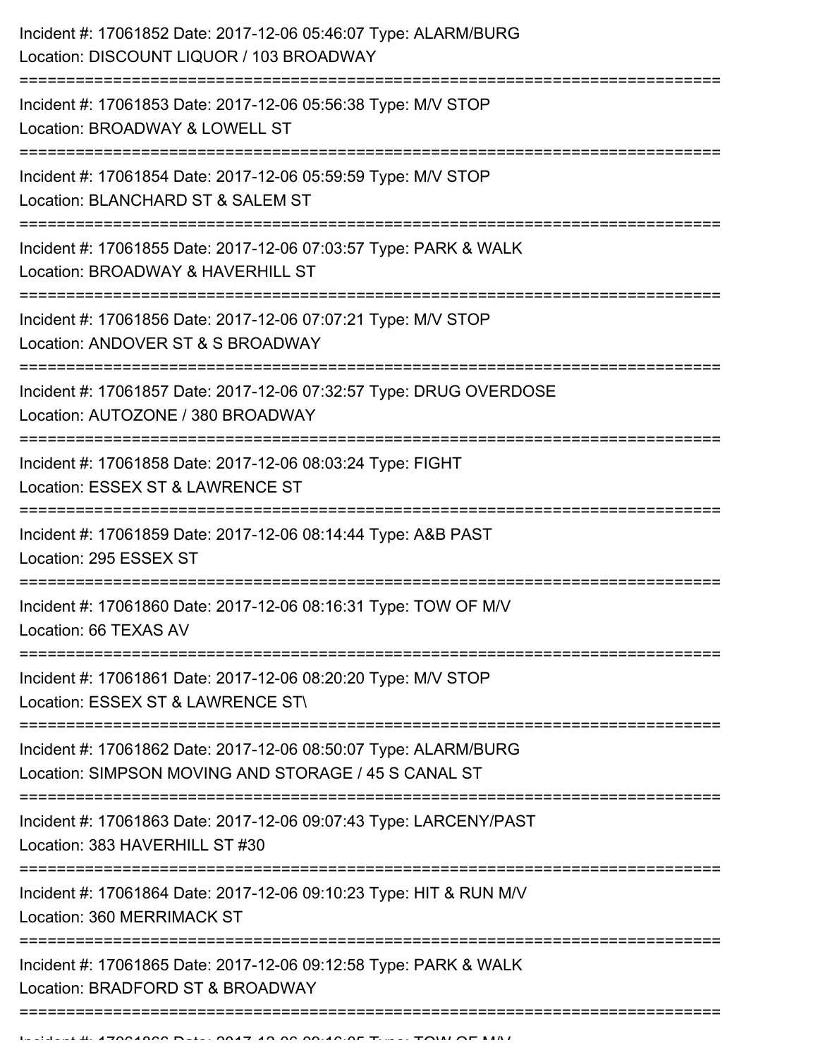Incident #: 17061852 Date: 2017-12-06 05:46:07 Type: ALARM/BURG
Location: DISCOUNT LIQUOR / 103 BROADWAY

===========================================================================

Incident #: 17061853 Date: 2017-12-06 05:56:38 Type: M/V STOP
Location: BROADWAY & LOWELL ST

===========================================================================

Incident #: 17061854 Date: 2017-12-06 05:59:59 Type: M/V STOP
Location: BLANCHARD ST & SALEM ST

===========================================================================

Incident #: 17061855 Date: 2017-12-06 07:03:57 Type: PARK & WALK
Location: BROADWAY & HAVERHILL ST

===========================================================================

Incident #: 17061856 Date: 2017-12-06 07:07:21 Type: M/V STOP
Location: ANDOVER ST & S BROADWAY

===========================================================================

Incident #: 17061857 Date: 2017-12-06 07:32:57 Type: DRUG OVERDOSE
Location: AUTOZONE / 380 BROADWAY

===========================================================================

Incident #: 17061858 Date: 2017-12-06 08:03:24 Type: FIGHT
Location: ESSEX ST & LAWRENCE ST

===========================================================================

Incident #: 17061859 Date: 2017-12-06 08:14:44 Type: A&B PAST
Location: 295 ESSEX ST

===========================================================================

Incident #: 17061860 Date: 2017-12-06 08:16:31 Type: TOW OF M/V
Location: 66 TEXAS AV

===========================================================================

Incident #: 17061861 Date: 2017-12-06 08:20:20 Type: M/V STOP
Location: ESSEX ST & LAWRENCE ST\

===========================================================================

Incident #: 17061862 Date: 2017-12-06 08:50:07 Type: ALARM/BURG
Location: SIMPSON MOVING AND STORAGE / 45 S CANAL ST

===========================================================================

Incident #: 17061863 Date: 2017-12-06 09:07:43 Type: LARCENY/PAST
Location: 383 HAVERHILL ST #30

===========================================================================

Incident #: 17061864 Date: 2017-12-06 09:10:23 Type: HIT & RUN M/V
Location: 360 MERRIMACK ST

===========================================================================

Incident #: 17061865 Date: 2017-12-06 09:12:58 Type: PARK & WALK
Location: BRADFORD ST & BROADWAY

===========================================================================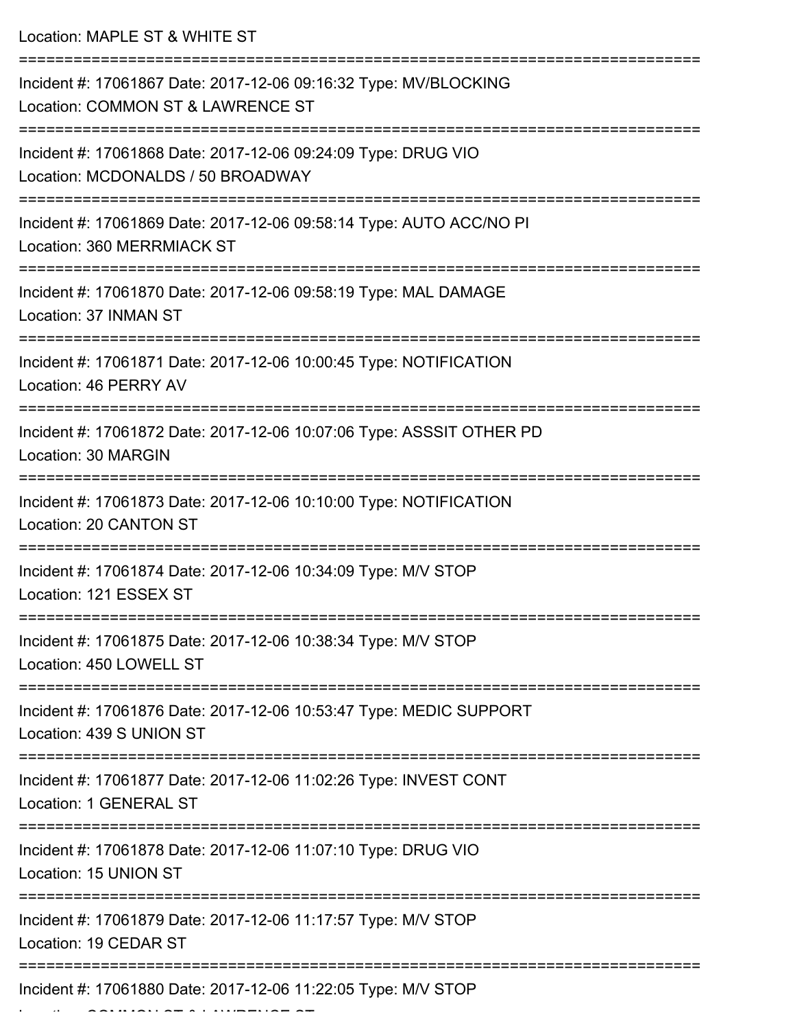Location: MAPLE ST & WHITE ST

===========================================================================

Incident #: 17061867 Date: 2017-12-06 09:16:32 Type: MV/BLOCKING
Location: COMMON ST & LAWRENCE ST

===========================================================================

Incident #: 17061868 Date: 2017-12-06 09:24:09 Type: DRUG VIO
Location: MCDONALDS / 50 BROADWAY

===========================================================================

Incident #: 17061869 Date: 2017-12-06 09:58:14 Type: AUTO ACC/NO PI
Location: 360 MERRMIACK ST

===========================================================================

Incident #: 17061870 Date: 2017-12-06 09:58:19 Type: MAL DAMAGE
Location: 37 INMAN ST

===========================================================================

Incident #: 17061871 Date: 2017-12-06 10:00:45 Type: NOTIFICATION
Location: 46 PERRY AV

===========================================================================

Incident #: 17061872 Date: 2017-12-06 10:07:06 Type: ASSSIT OTHER PD
Location: 30 MARGIN

===========================================================================

Incident #: 17061873 Date: 2017-12-06 10:10:00 Type: NOTIFICATION
Location: 20 CANTON ST

===========================================================================

Incident #: 17061874 Date: 2017-12-06 10:34:09 Type: M/V STOP
Location: 121 ESSEX ST

===========================================================================

Incident #: 17061875 Date: 2017-12-06 10:38:34 Type: M/V STOP
Location: 450 LOWELL ST

===========================================================================

Incident #: 17061876 Date: 2017-12-06 10:53:47 Type: MEDIC SUPPORT
Location: 439 S UNION ST

===========================================================================

Incident #: 17061877 Date: 2017-12-06 11:02:26 Type: INVEST CONT
Location: 1 GENERAL ST

===========================================================================

Incident #: 17061878 Date: 2017-12-06 11:07:10 Type: DRUG VIO
Location: 15 UNION ST

===========================================================================

Incident #: 17061879 Date: 2017-12-06 11:17:57 Type: M/V STOP
Location: 19 CEDAR ST

===========================================================================

Incident #: 17061880 Date: 2017-12-06 11:22:05 Type: M/V STOP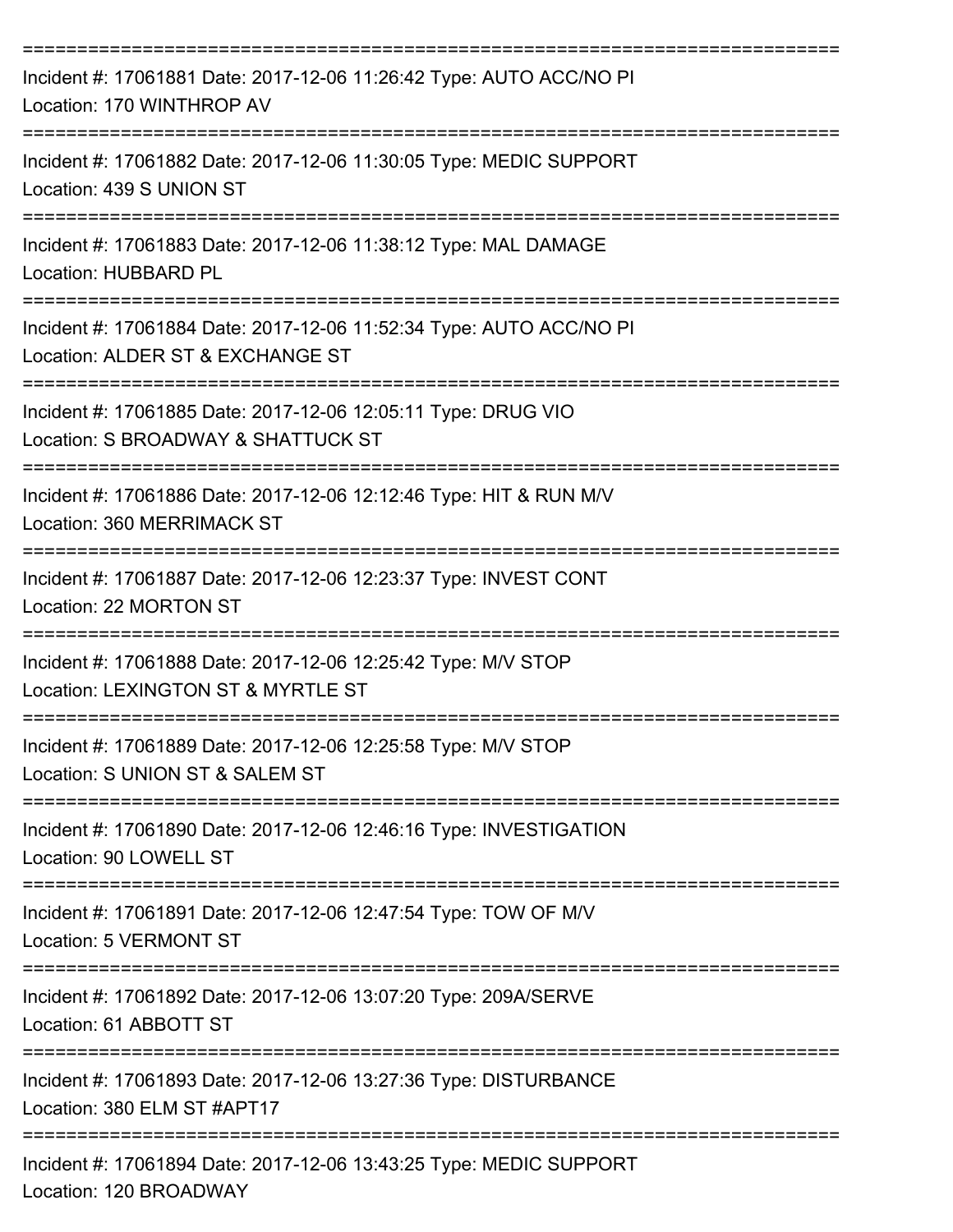===========================================================================

Incident #: 17061881 Date: 2017-12-06 11:26:42 Type: AUTO ACC/NO PI
Location: 170 WINTHROP AV

===========================================================================

Incident #: 17061882 Date: 2017-12-06 11:30:05 Type: MEDIC SUPPORT
Location: 439 S UNION ST

===========================================================================

Incident #: 17061883 Date: 2017-12-06 11:38:12 Type: MAL DAMAGE
Location: HUBBARD PL

===========================================================================

Incident #: 17061884 Date: 2017-12-06 11:52:34 Type: AUTO ACC/NO PI
Location: ALDER ST & EXCHANGE ST

===========================================================================

Incident #: 17061885 Date: 2017-12-06 12:05:11 Type: DRUG VIO
Location: S BROADWAY & SHATTUCK ST

===========================================================================

Incident #: 17061886 Date: 2017-12-06 12:12:46 Type: HIT & RUN M/V
Location: 360 MERRIMACK ST

===========================================================================

Incident #: 17061887 Date: 2017-12-06 12:23:37 Type: INVEST CONT
Location: 22 MORTON ST

===========================================================================

Incident #: 17061888 Date: 2017-12-06 12:25:42 Type: M/V STOP
Location: LEXINGTON ST & MYRTLE ST

===========================================================================

Incident #: 17061889 Date: 2017-12-06 12:25:58 Type: M/V STOP
Location: S UNION ST & SALEM ST

===========================================================================

Incident #: 17061890 Date: 2017-12-06 12:46:16 Type: INVESTIGATION
Location: 90 LOWELL ST

===========================================================================

Incident #: 17061891 Date: 2017-12-06 12:47:54 Type: TOW OF M/V
Location: 5 VERMONT ST

===========================================================================

Incident #: 17061892 Date: 2017-12-06 13:07:20 Type: 209A/SERVE
Location: 61 ABBOTT ST

===========================================================================

Incident #: 17061893 Date: 2017-12-06 13:27:36 Type: DISTURBANCE
Location: 380 ELM ST #APT17

===========================================================================

Incident #: 17061894 Date: 2017-12-06 13:43:25 Type: MEDIC SUPPORT
Location: 120 BROADWAY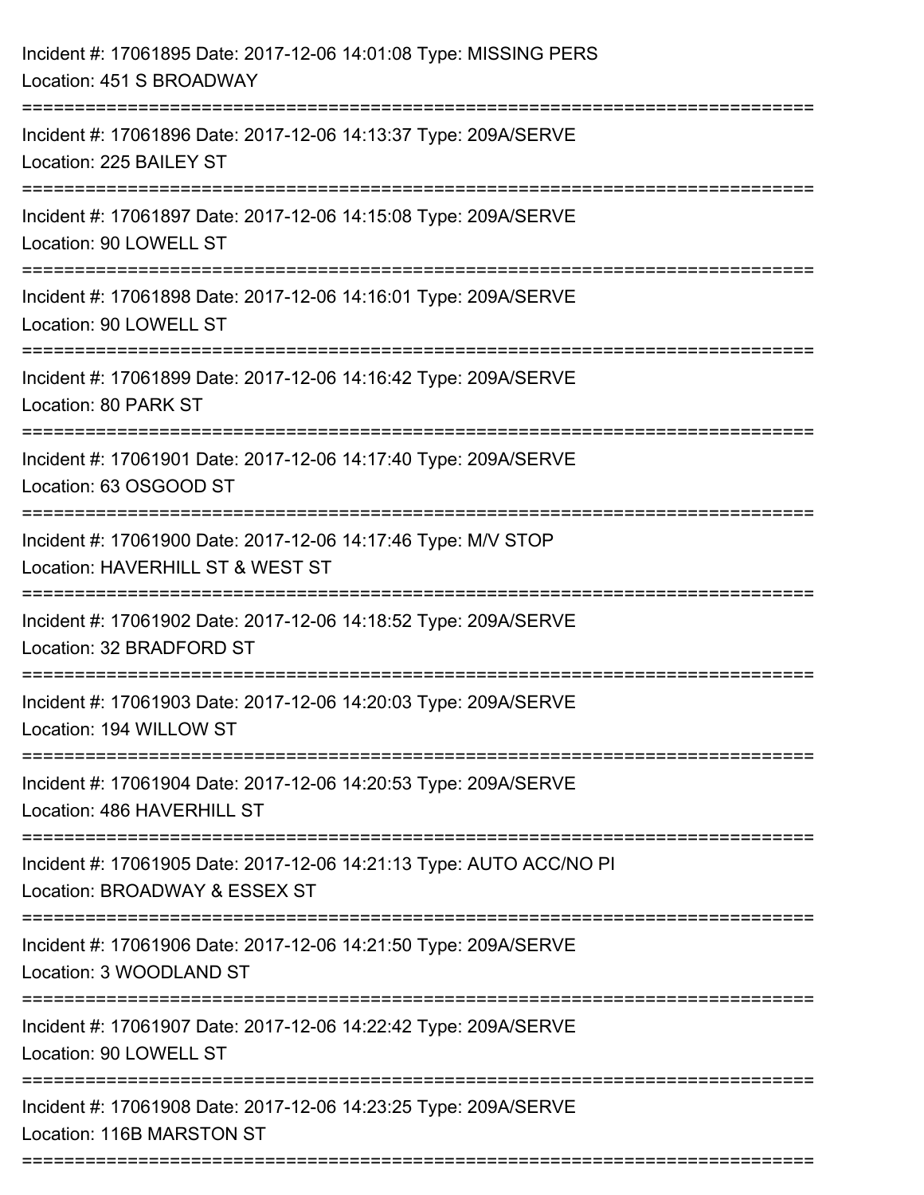Incident #: 17061895 Date: 2017-12-06 14:01:08 Type: MISSING PERS
Location: 451 S BROADWAY

===========================================================================

Incident #: 17061896 Date: 2017-12-06 14:13:37 Type: 209A/SERVE
Location: 225 BAILEY ST

===========================================================================

Incident #: 17061897 Date: 2017-12-06 14:15:08 Type: 209A/SERVE
Location: 90 LOWELL ST

===========================================================================

Incident #: 17061898 Date: 2017-12-06 14:16:01 Type: 209A/SERVE
Location: 90 LOWELL ST

===========================================================================

Incident #: 17061899 Date: 2017-12-06 14:16:42 Type: 209A/SERVE
Location: 80 PARK ST

===========================================================================

Incident #: 17061901 Date: 2017-12-06 14:17:40 Type: 209A/SERVE
Location: 63 OSGOOD ST

===========================================================================

Incident #: 17061900 Date: 2017-12-06 14:17:46 Type: M/V STOP
Location: HAVERHILL ST & WEST ST

===========================================================================

Incident #: 17061902 Date: 2017-12-06 14:18:52 Type: 209A/SERVE
Location: 32 BRADFORD ST

===========================================================================

Incident #: 17061903 Date: 2017-12-06 14:20:03 Type: 209A/SERVE
Location: 194 WILLOW ST

===========================================================================

Incident #: 17061904 Date: 2017-12-06 14:20:53 Type: 209A/SERVE
Location: 486 HAVERHILL ST

===========================================================================

Incident #: 17061905 Date: 2017-12-06 14:21:13 Type: AUTO ACC/NO PI
Location: BROADWAY & ESSEX ST

===========================================================================

Incident #: 17061906 Date: 2017-12-06 14:21:50 Type: 209A/SERVE
Location: 3 WOODLAND ST

===========================================================================

Incident #: 17061907 Date: 2017-12-06 14:22:42 Type: 209A/SERVE
Location: 90 LOWELL ST

===========================================================================

Incident #: 17061908 Date: 2017-12-06 14:23:25 Type: 209A/SERVE
Location: 116B MARSTON ST

===========================================================================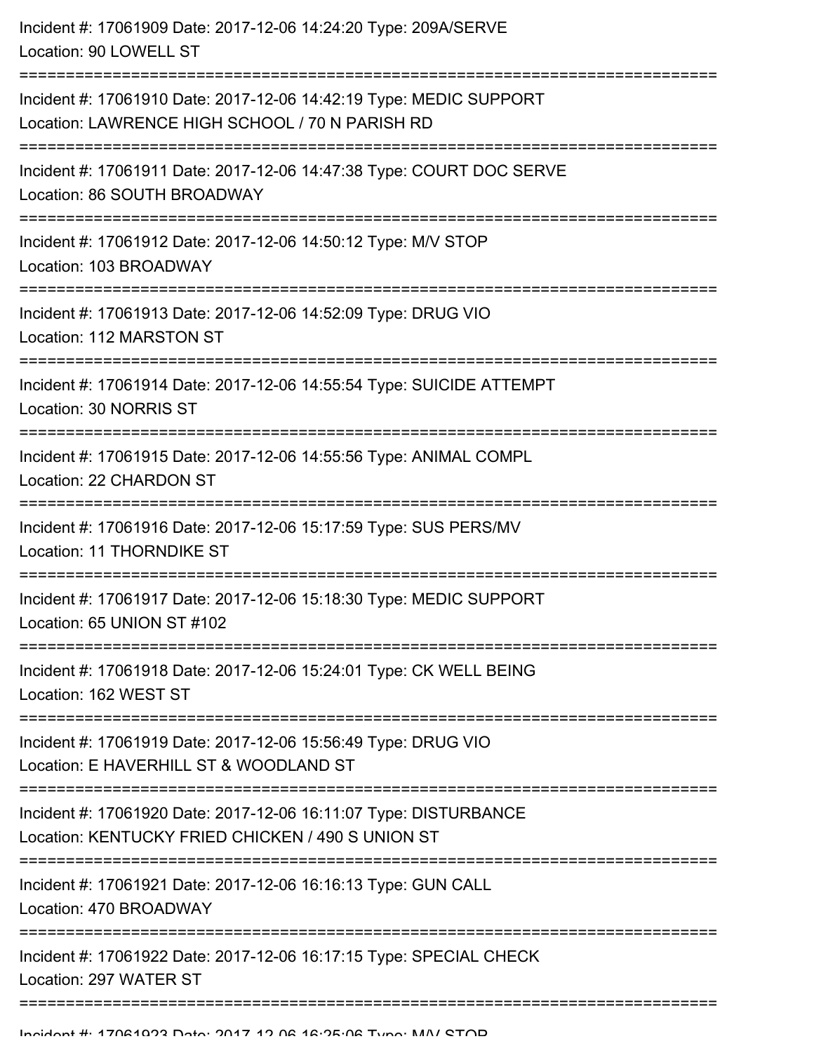Incident #: 17061909 Date: 2017-12-06 14:24:20 Type: 209A/SERVE
Location: 90 LOWELL ST

===========================================================================

Incident #: 17061910 Date: 2017-12-06 14:42:19 Type: MEDIC SUPPORT
Location: LAWRENCE HIGH SCHOOL / 70 N PARISH RD

===========================================================================

Incident #: 17061911 Date: 2017-12-06 14:47:38 Type: COURT DOC SERVE
Location: 86 SOUTH BROADWAY

===========================================================================

Incident #: 17061912 Date: 2017-12-06 14:50:12 Type: M/V STOP
Location: 103 BROADWAY

===========================================================================

Incident #: 17061913 Date: 2017-12-06 14:52:09 Type: DRUG VIO
Location: 112 MARSTON ST

===========================================================================

Incident #: 17061914 Date: 2017-12-06 14:55:54 Type: SUICIDE ATTEMPT
Location: 30 NORRIS ST

===========================================================================

Incident #: 17061915 Date: 2017-12-06 14:55:56 Type: ANIMAL COMPL
Location: 22 CHARDON ST

===========================================================================

Incident #: 17061916 Date: 2017-12-06 15:17:59 Type: SUS PERS/MV
Location: 11 THORNDIKE ST

===========================================================================

Incident #: 17061917 Date: 2017-12-06 15:18:30 Type: MEDIC SUPPORT
Location: 65 UNION ST #102

===========================================================================

Incident #: 17061918 Date: 2017-12-06 15:24:01 Type: CK WELL BEING
Location: 162 WEST ST

===========================================================================

Incident #: 17061919 Date: 2017-12-06 15:56:49 Type: DRUG VIO
Location: E HAVERHILL ST & WOODLAND ST

===========================================================================

Incident #: 17061920 Date: 2017-12-06 16:11:07 Type: DISTURBANCE
Location: KENTUCKY FRIED CHICKEN / 490 S UNION ST

===========================================================================

Incident #: 17061921 Date: 2017-12-06 16:16:13 Type: GUN CALL
Location: 470 BROADWAY

===========================================================================

Incident #: 17061922 Date: 2017-12-06 16:17:15 Type: SPECIAL CHECK
Location: 297 WATER ST

===========================================================================

Incident #: 17061923 Date: 2017-12-06 16:25:06 Type: M/V STOP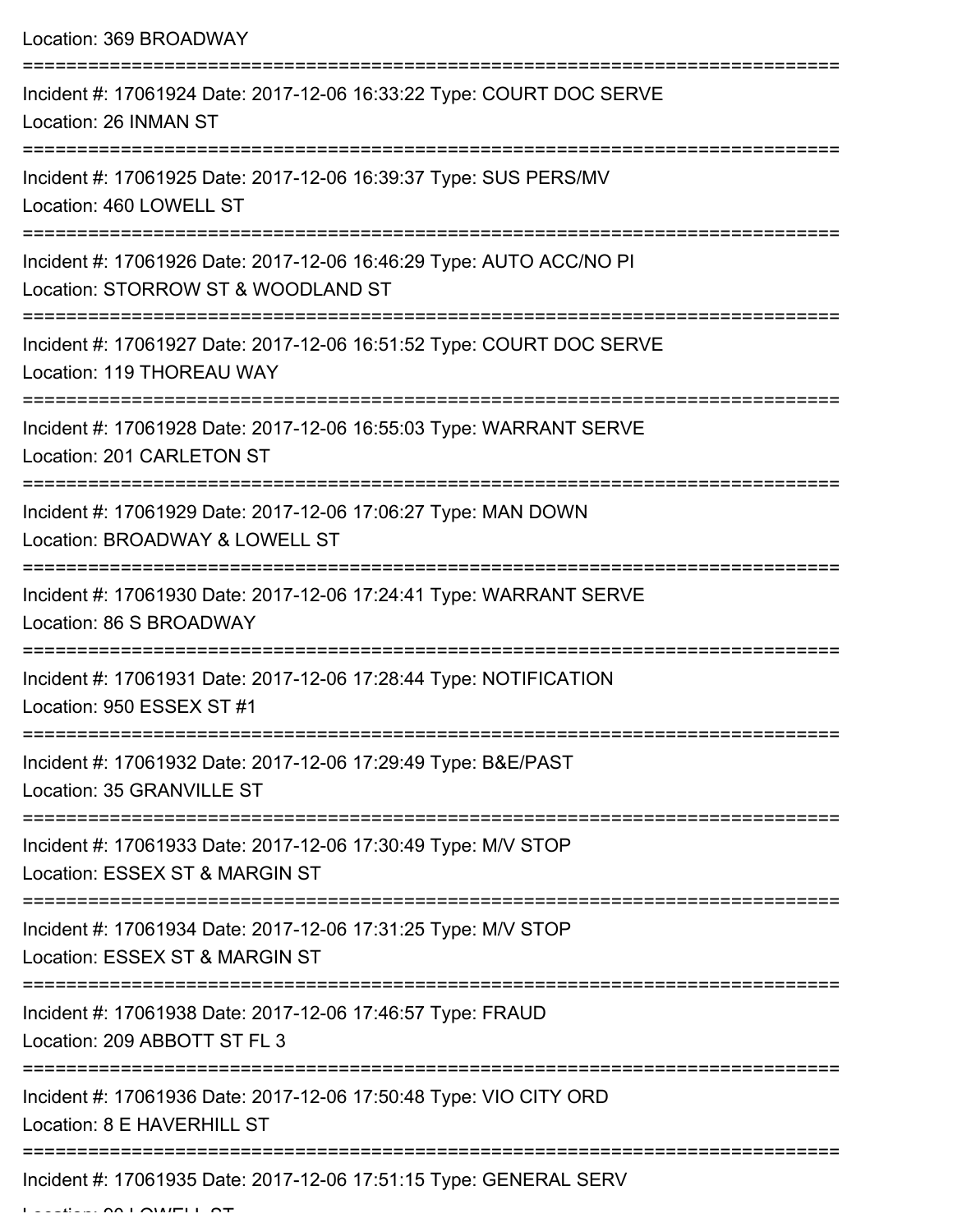Location: 369 BROADWAY

===========================================================================

Incident #: 17061924 Date: 2017-12-06 16:33:22 Type: COURT DOC SERVE

Location: 26 INMAN ST

===========================================================================

Incident #: 17061925 Date: 2017-12-06 16:39:37 Type: SUS PERS/MV

Location: 460 LOWELL ST

===========================================================================

Incident #: 17061926 Date: 2017-12-06 16:46:29 Type: AUTO ACC/NO PI

Location: STORROW ST & WOODLAND ST

===========================================================================

Incident #: 17061927 Date: 2017-12-06 16:51:52 Type: COURT DOC SERVE

Location: 119 THOREAU WAY

===========================================================================

Incident #: 17061928 Date: 2017-12-06 16:55:03 Type: WARRANT SERVE

Location: 201 CARLETON ST

===========================================================================

Incident #: 17061929 Date: 2017-12-06 17:06:27 Type: MAN DOWN

Location: BROADWAY & LOWELL ST

===========================================================================

Incident #: 17061930 Date: 2017-12-06 17:24:41 Type: WARRANT SERVE

Location: 86 S BROADWAY

===========================================================================

Incident #: 17061931 Date: 2017-12-06 17:28:44 Type: NOTIFICATION

Location: 950 ESSEX ST #1

===========================================================================

Incident #: 17061932 Date: 2017-12-06 17:29:49 Type: B&E/PAST

Location: 35 GRANVILLE ST

===========================================================================

Incident #: 17061933 Date: 2017-12-06 17:30:49 Type: M/V STOP

Location: ESSEX ST & MARGIN ST

===========================================================================

Incident #: 17061934 Date: 2017-12-06 17:31:25 Type: M/V STOP

Location: ESSEX ST & MARGIN ST

===========================================================================

Incident #: 17061938 Date: 2017-12-06 17:46:57 Type: FRAUD

Location: 209 ABBOTT ST FL 3

===========================================================================

Incident #: 17061936 Date: 2017-12-06 17:50:48 Type: VIO CITY ORD

Location: 8 E HAVERHILL ST

===========================================================================

Incident #: 17061935 Date: 2017-12-06 17:51:15 Type: GENERAL SERV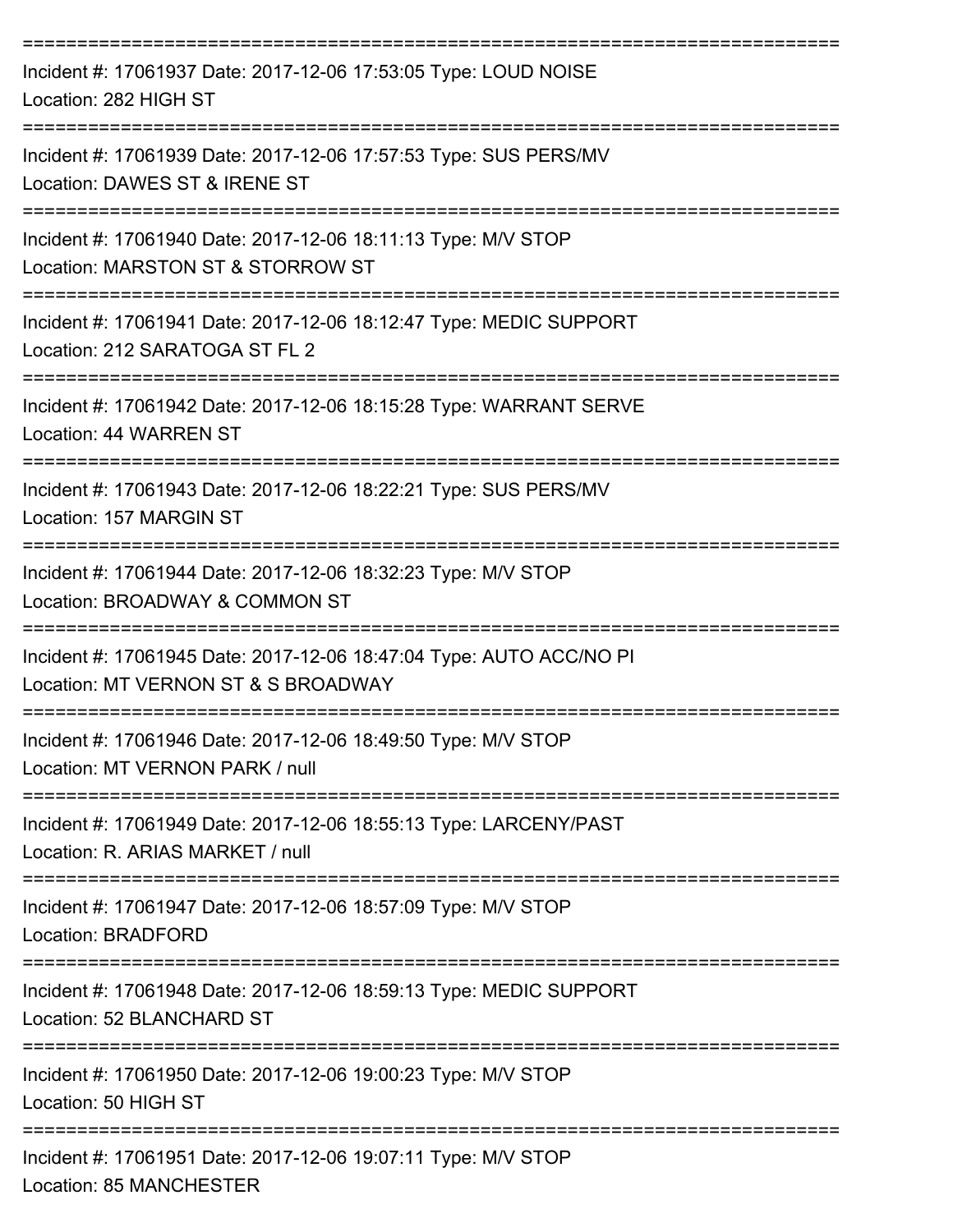===========================================================================

Incident #: 17061937 Date: 2017-12-06 17:53:05 Type: LOUD NOISE
Location: 282 HIGH ST

===========================================================================

Incident #: 17061939 Date: 2017-12-06 17:57:53 Type: SUS PERS/MV
Location: DAWES ST & IRENE ST

===========================================================================

Incident #: 17061940 Date: 2017-12-06 18:11:13 Type: M/V STOP
Location: MARSTON ST & STORROW ST

===========================================================================

Incident #: 17061941 Date: 2017-12-06 18:12:47 Type: MEDIC SUPPORT
Location: 212 SARATOGA ST FL 2

===========================================================================

Incident #: 17061942 Date: 2017-12-06 18:15:28 Type: WARRANT SERVE
Location: 44 WARREN ST

===========================================================================

Incident #: 17061943 Date: 2017-12-06 18:22:21 Type: SUS PERS/MV
Location: 157 MARGIN ST

===========================================================================

Incident #: 17061944 Date: 2017-12-06 18:32:23 Type: M/V STOP
Location: BROADWAY & COMMON ST

===========================================================================

Incident #: 17061945 Date: 2017-12-06 18:47:04 Type: AUTO ACC/NO PI
Location: MT VERNON ST & S BROADWAY

===========================================================================

Incident #: 17061946 Date: 2017-12-06 18:49:50 Type: M/V STOP
Location: MT VERNON PARK / null

===========================================================================

Incident #: 17061949 Date: 2017-12-06 18:55:13 Type: LARCENY/PAST
Location: R. ARIAS MARKET / null

===========================================================================

Incident #: 17061947 Date: 2017-12-06 18:57:09 Type: M/V STOP
Location: BRADFORD

===========================================================================

Incident #: 17061948 Date: 2017-12-06 18:59:13 Type: MEDIC SUPPORT
Location: 52 BLANCHARD ST

===========================================================================

Incident #: 17061950 Date: 2017-12-06 19:00:23 Type: M/V STOP
Location: 50 HIGH ST

===========================================================================

Incident #: 17061951 Date: 2017-12-06 19:07:11 Type: M/V STOP
Location: 85 MANCHESTER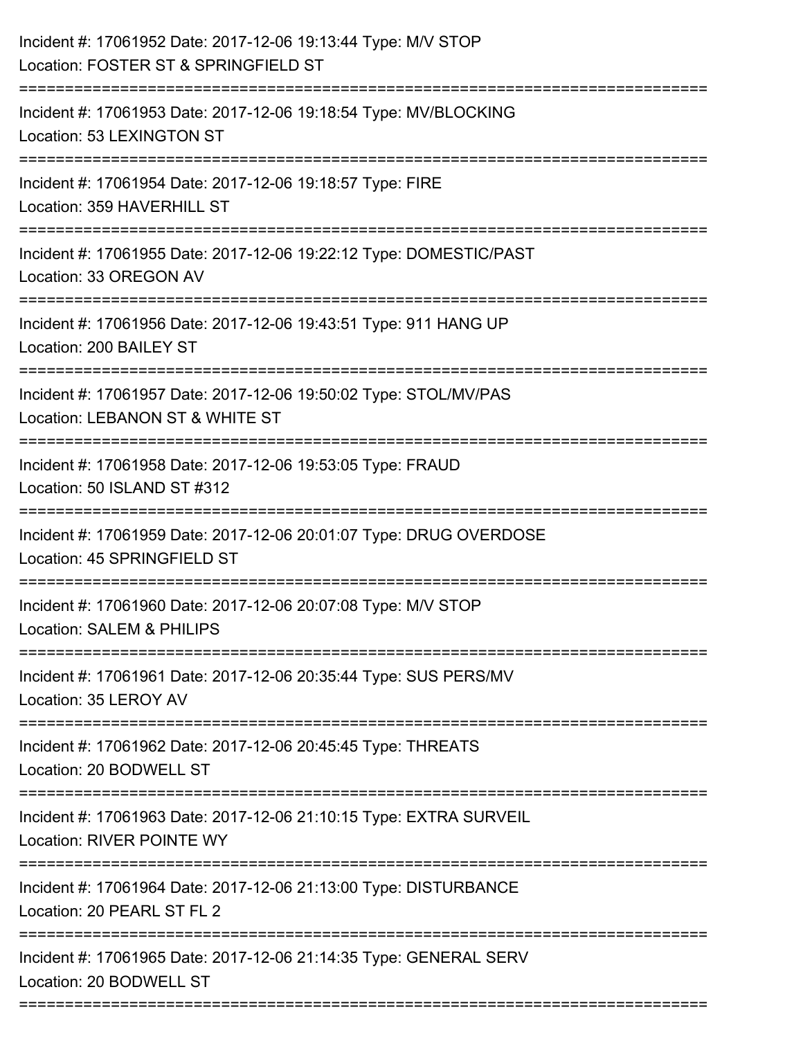Incident #: 17061952 Date: 2017-12-06 19:13:44 Type: M/V STOP
Location: FOSTER ST & SPRINGFIELD ST

===========================================================================

Incident #: 17061953 Date: 2017-12-06 19:18:54 Type: MV/BLOCKING
Location: 53 LEXINGTON ST

===========================================================================

Incident #: 17061954 Date: 2017-12-06 19:18:57 Type: FIRE
Location: 359 HAVERHILL ST

===========================================================================

Incident #: 17061955 Date: 2017-12-06 19:22:12 Type: DOMESTIC/PAST
Location: 33 OREGON AV

===========================================================================

Incident #: 17061956 Date: 2017-12-06 19:43:51 Type: 911 HANG UP
Location: 200 BAILEY ST

===========================================================================

Incident #: 17061957 Date: 2017-12-06 19:50:02 Type: STOL/MV/PAS
Location: LEBANON ST & WHITE ST

===========================================================================

Incident #: 17061958 Date: 2017-12-06 19:53:05 Type: FRAUD
Location: 50 ISLAND ST #312

===========================================================================

Incident #: 17061959 Date: 2017-12-06 20:01:07 Type: DRUG OVERDOSE
Location: 45 SPRINGFIELD ST

===========================================================================

Incident #: 17061960 Date: 2017-12-06 20:07:08 Type: M/V STOP
Location: SALEM & PHILIPS

===========================================================================

Incident #: 17061961 Date: 2017-12-06 20:35:44 Type: SUS PERS/MV
Location: 35 LEROY AV

===========================================================================

Incident #: 17061962 Date: 2017-12-06 20:45:45 Type: THREATS
Location: 20 BODWELL ST

===========================================================================

Incident #: 17061963 Date: 2017-12-06 21:10:15 Type: EXTRA SURVEIL
Location: RIVER POINTE WY

===========================================================================

Incident #: 17061964 Date: 2017-12-06 21:13:00 Type: DISTURBANCE
Location: 20 PEARL ST FL 2

===========================================================================

Incident #: 17061965 Date: 2017-12-06 21:14:35 Type: GENERAL SERV
Location: 20 BODWELL ST

===========================================================================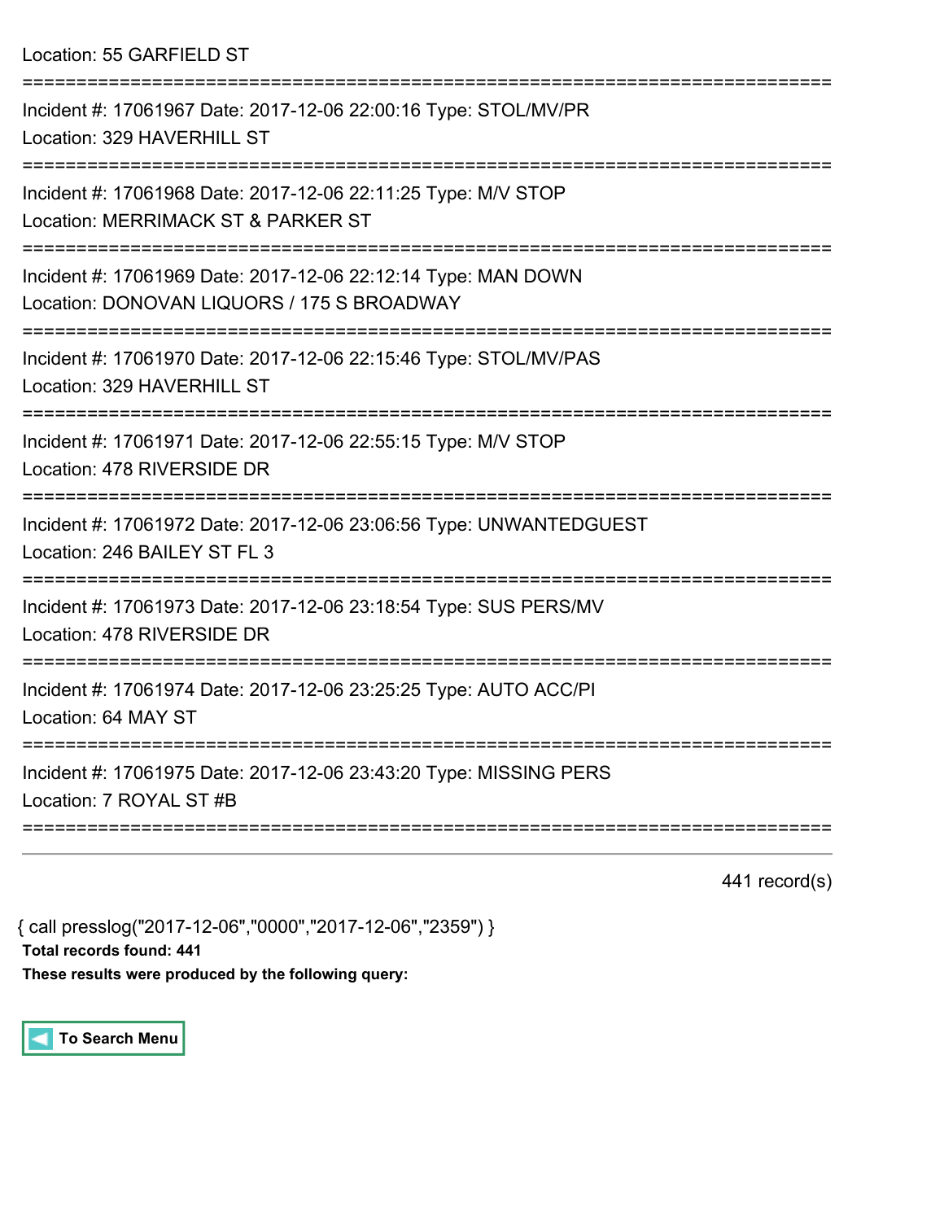Location: 55 GARFIELD ST

===========================================================================

Incident #: 17061967 Date: 2017-12-06 22:00:16 Type: STOL/MV/PR

Location: 329 HAVERHILL ST

===========================================================================

Incident #: 17061968 Date: 2017-12-06 22:11:25 Type: M/V STOP

Location: MERRIMACK ST & PARKER ST

===========================================================================

Incident #: 17061969 Date: 2017-12-06 22:12:14 Type: MAN DOWN

Location: DONOVAN LIQUORS / 175 S BROADWAY

===========================================================================

Incident #: 17061970 Date: 2017-12-06 22:15:46 Type: STOL/MV/PAS

Location: 329 HAVERHILL ST

===========================================================================

Incident #: 17061971 Date: 2017-12-06 22:55:15 Type: M/V STOP

Location: 478 RIVERSIDE DR

===========================================================================

Incident #: 17061972 Date: 2017-12-06 23:06:56 Type: UNWANTEDGUEST

Location: 246 BAILEY ST FL 3

===========================================================================

Incident #: 17061973 Date: 2017-12-06 23:18:54 Type: SUS PERS/MV

Location: 478 RIVERSIDE DR

===========================================================================

Incident #: 17061974 Date: 2017-12-06 23:25:25 Type: AUTO ACC/PI

Location: 64 MAY ST

===========================================================================

Incident #: 17061975 Date: 2017-12-06 23:43:20 Type: MISSING PERS

Location: 7 ROYAL ST #B

===========================================================================

441 record(s)

{ call presslog("2017-12-06","0000","2017-12-06","2359") }

**Total records found: 441**

**These results were produced by the following query:**

**To Search Menu**